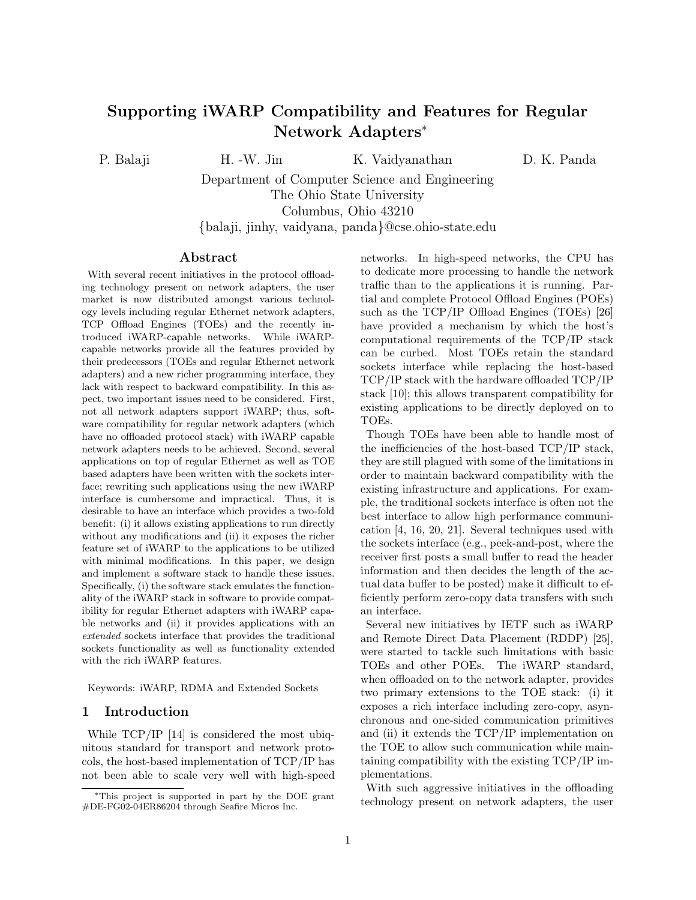# Supporting iWARP Compatibility and Features for Regular Network Adapters*

P. Balaji &nbsp;&nbsp;&nbsp;&nbsp; H. -W. Jin &nbsp;&nbsp;&nbsp;&nbsp; K. Vaidyanathan &nbsp;&nbsp;&nbsp;&nbsp; D. K. Panda

Department of Computer Science and Engineering
The Ohio State University
Columbus, Ohio 43210
{balaji, jinhy, vaidyana, panda}@cse.ohio-state.edu

## Abstract

With several recent initiatives in the protocol offloading technology present on network adapters, the user market is now distributed amongst various technology levels including regular Ethernet network adapters, TCP Offload Engines (TOEs) and the recently introduced iWARP-capable networks. While iWARP-capable networks provide all the features provided by their predecessors (TOEs and regular Ethernet network adapters) and a new richer programming interface, they lack with respect to backward compatibility. In this aspect, two important issues need to be considered. First, not all network adapters support iWARP; thus, software compatibility for regular network adapters (which have no offloaded protocol stack) with iWARP capable network adapters needs to be achieved. Second, several applications on top of regular Ethernet as well as TOE based adapters have been written with the sockets interface; rewriting such applications using the new iWARP interface is cumbersome and impractical. Thus, it is desirable to have an interface which provides a two-fold benefit: (i) it allows existing applications to run directly without any modifications and (ii) it exposes the richer feature set of iWARP to the applications to be utilized with minimal modifications. In this paper, we design and implement a software stack to handle these issues. Specifically, (i) the software stack emulates the functionality of the iWARP stack in software to provide compatibility for regular Ethernet adapters with iWARP capable networks and (ii) it provides applications with an *extended* sockets interface that provides the traditional sockets functionality as well as functionality extended with the rich iWARP features.

Keywords: iWARP, RDMA and Extended Sockets

## 1 Introduction

While TCP/IP [14] is considered the most ubiquitous standard for transport and network protocols, the host-based implementation of TCP/IP has not been able to scale very well with high-speed networks. In high-speed networks, the CPU has to dedicate more processing to handle the network traffic than to the applications it is running. Partial and complete Protocol Offload Engines (POEs) such as the TCP/IP Offload Engines (TOEs) [26] have provided a mechanism by which the host's computational requirements of the TCP/IP stack can be curbed. Most TOEs retain the standard sockets interface while replacing the host-based TCP/IP stack with the hardware offloaded TCP/IP stack [10]; this allows transparent compatibility for existing applications to be directly deployed on to TOEs.

Though TOEs have been able to handle most of the inefficiencies of the host-based TCP/IP stack, they are still plagued with some of the limitations in order to maintain backward compatibility with the existing infrastructure and applications. For example, the traditional sockets interface is often not the best interface to allow high performance communication [4, 16, 20, 21]. Several techniques used with the sockets interface (e.g., peek-and-post, where the receiver first posts a small buffer to read the header information and then decides the length of the actual data buffer to be posted) make it difficult to efficiently perform zero-copy data transfers with such an interface.

Several new initiatives by IETF such as iWARP and Remote Direct Data Placement (RDDP) [25], were started to tackle such limitations with basic TOEs and other POEs. The iWARP standard, when offloaded on to the network adapter, provides two primary extensions to the TOE stack: (i) it exposes a rich interface including zero-copy, asynchronous and one-sided communication primitives and (ii) it extends the TCP/IP implementation on the TOE to allow such communication while maintaining compatibility with the existing TCP/IP implementations.

With such aggressive initiatives in the offloading technology present on network adapters, the user

*This project is supported in part by the DOE grant #DE-FG02-04ER86204 through Seafire Micros Inc.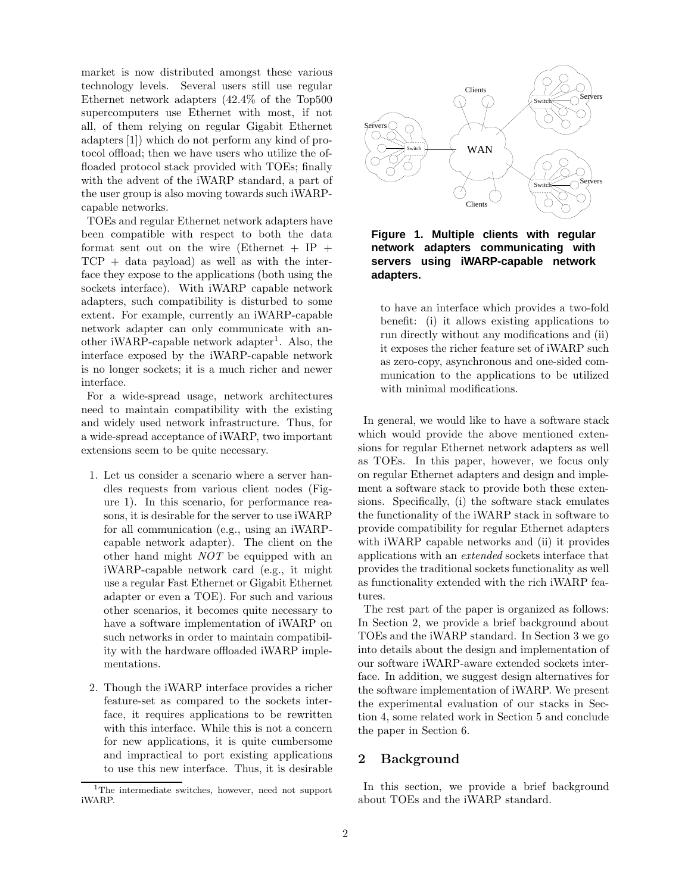market is now distributed amongst these various technology levels. Several users still use regular Ethernet network adapters (42.4% of the Top500 supercomputers use Ethernet with most, if not all, of them relying on regular Gigabit Ethernet adapters [1]) which do not perform any kind of protocol offload; then we have users who utilize the offloaded protocol stack provided with TOEs; finally with the advent of the iWARP standard, a part of the user group is also moving towards such iWARP-capable networks.

TOEs and regular Ethernet network adapters have been compatible with respect to both the data format sent out on the wire (Ethernet + IP + TCP + data payload) as well as with the interface they expose to the applications (both using the sockets interface). With iWARP capable network adapters, such compatibility is disturbed to some extent. For example, currently an iWARP-capable network adapter can only communicate with another iWARP-capable network adapter[1]. Also, the interface exposed by the iWARP-capable network is no longer sockets; it is a much richer and newer interface.

For a wide-spread usage, network architectures need to maintain compatibility with the existing and widely used network infrastructure. Thus, for a wide-spread acceptance of iWARP, two important extensions seem to be quite necessary.

1. Let us consider a scenario where a server handles requests from various client nodes (Figure 1). In this scenario, for performance reasons, it is desirable for the server to use iWARP for all communication (e.g., using an iWARP-capable network adapter). The client on the other hand might *NOT* be equipped with an iWARP-capable network card (e.g., it might use a regular Fast Ethernet or Gigabit Ethernet adapter or even a TOE). For such and various other scenarios, it becomes quite necessary to have a software implementation of iWARP on such networks in order to maintain compatibility with the hardware offloaded iWARP implementations.

2. Though the iWARP interface provides a richer feature-set as compared to the sockets interface, it requires applications to be rewritten with this interface. While this is not a concern for new applications, it is quite cumbersome and impractical to port existing applications to use this new interface. Thus, it is desirable to have an interface which provides a two-fold benefit: (i) it allows existing applications to run directly without any modifications and (ii) it exposes the richer feature set of iWARP such as zero-copy, asynchronous and one-sided communication to the applications to be utilized with minimal modifications.

[1]The intermediate switches, however, need not support iWARP.

**Figure 1. Multiple clients with regular network adapters communicating with servers using iWARP-capable network adapters.**

In general, we would like to have a software stack which would provide the above mentioned extensions for regular Ethernet network adapters as well as TOEs. In this paper, however, we focus only on regular Ethernet adapters and design and implement a software stack to provide both these extensions. Specifically, (i) the software stack emulates the functionality of the iWARP stack in software to provide compatibility for regular Ethernet adapters with iWARP capable networks and (ii) it provides applications with an *extended* sockets interface that provides the traditional sockets functionality as well as functionality extended with the rich iWARP features.

The rest part of the paper is organized as follows: In Section 2, we provide a brief background about TOEs and the iWARP standard. In Section 3 we go into details about the design and implementation of our software iWARP-aware extended sockets interface. In addition, we suggest design alternatives for the software implementation of iWARP. We present the experimental evaluation of our stacks in Section 4, some related work in Section 5 and conclude the paper in Section 6.

## 2 Background

In this section, we provide a brief background about TOEs and the iWARP standard.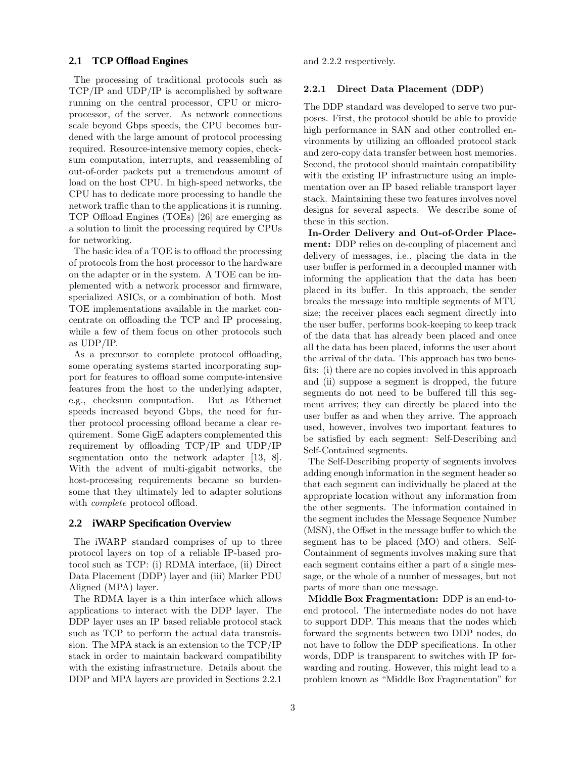### 2.1 TCP Offload Engines

The processing of traditional protocols such as TCP/IP and UDP/IP is accomplished by software running on the central processor, CPU or microprocessor, of the server. As network connections scale beyond Gbps speeds, the CPU becomes burdened with the large amount of protocol processing required. Resource-intensive memory copies, checksum computation, interrupts, and reassembling of out-of-order packets put a tremendous amount of load on the host CPU. In high-speed networks, the CPU has to dedicate more processing to handle the network traffic than to the applications it is running. TCP Offload Engines (TOEs) [26] are emerging as a solution to limit the processing required by CPUs for networking.

The basic idea of a TOE is to offload the processing of protocols from the host processor to the hardware on the adapter or in the system. A TOE can be implemented with a network processor and firmware, specialized ASICs, or a combination of both. Most TOE implementations available in the market concentrate on offloading the TCP and IP processing, while a few of them focus on other protocols such as UDP/IP.

As a precursor to complete protocol offloading, some operating systems started incorporating support for features to offload some compute-intensive features from the host to the underlying adapter, e.g., checksum computation. But as Ethernet speeds increased beyond Gbps, the need for further protocol processing offload became a clear requirement. Some GigE adapters complemented this requirement by offloading TCP/IP and UDP/IP segmentation onto the network adapter [13, 8]. With the advent of multi-gigabit networks, the host-processing requirements became so burdensome that they ultimately led to adapter solutions with *complete* protocol offload.

### 2.2 iWARP Specification Overview

The iWARP standard comprises of up to three protocol layers on top of a reliable IP-based protocol such as TCP: (i) RDMA interface, (ii) Direct Data Placement (DDP) layer and (iii) Marker PDU Aligned (MPA) layer.

The RDMA layer is a thin interface which allows applications to interact with the DDP layer. The DDP layer uses an IP based reliable protocol stack such as TCP to perform the actual data transmission. The MPA stack is an extension to the TCP/IP stack in order to maintain backward compatibility with the existing infrastructure. Details about the DDP and MPA layers are provided in Sections 2.2.1 and 2.2.2 respectively.

#### 2.2.1 Direct Data Placement (DDP)

The DDP standard was developed to serve two purposes. First, the protocol should be able to provide high performance in SAN and other controlled environments by utilizing an offloaded protocol stack and zero-copy data transfer between host memories. Second, the protocol should maintain compatibility with the existing IP infrastructure using an implementation over an IP based reliable transport layer stack. Maintaining these two features involves novel designs for several aspects. We describe some of these in this section.

**In-Order Delivery and Out-of-Order Placement:** DDP relies on de-coupling of placement and delivery of messages, i.e., placing the data in the user buffer is performed in a decoupled manner with informing the application that the data has been placed in its buffer. In this approach, the sender breaks the message into multiple segments of MTU size; the receiver places each segment directly into the user buffer, performs book-keeping to keep track of the data that has already been placed and once all the data has been placed, informs the user about the arrival of the data. This approach has two benefits: (i) there are no copies involved in this approach and (ii) suppose a segment is dropped, the future segments do not need to be buffered till this segment arrives; they can directly be placed into the user buffer as and when they arrive. The approach used, however, involves two important features to be satisfied by each segment: Self-Describing and Self-Contained segments.

The Self-Describing property of segments involves adding enough information in the segment header so that each segment can individually be placed at the appropriate location without any information from the other segments. The information contained in the segment includes the Message Sequence Number (MSN), the Offset in the message buffer to which the segment has to be placed (MO) and others. Self-Containment of segments involves making sure that each segment contains either a part of a single message, or the whole of a number of messages, but not parts of more than one message.

**Middle Box Fragmentation:** DDP is an end-to-end protocol. The intermediate nodes do not have to support DDP. This means that the nodes which forward the segments between two DDP nodes, do not have to follow the DDP specifications. In other words, DDP is transparent to switches with IP forwarding and routing. However, this might lead to a problem known as "Middle Box Fragmentation" for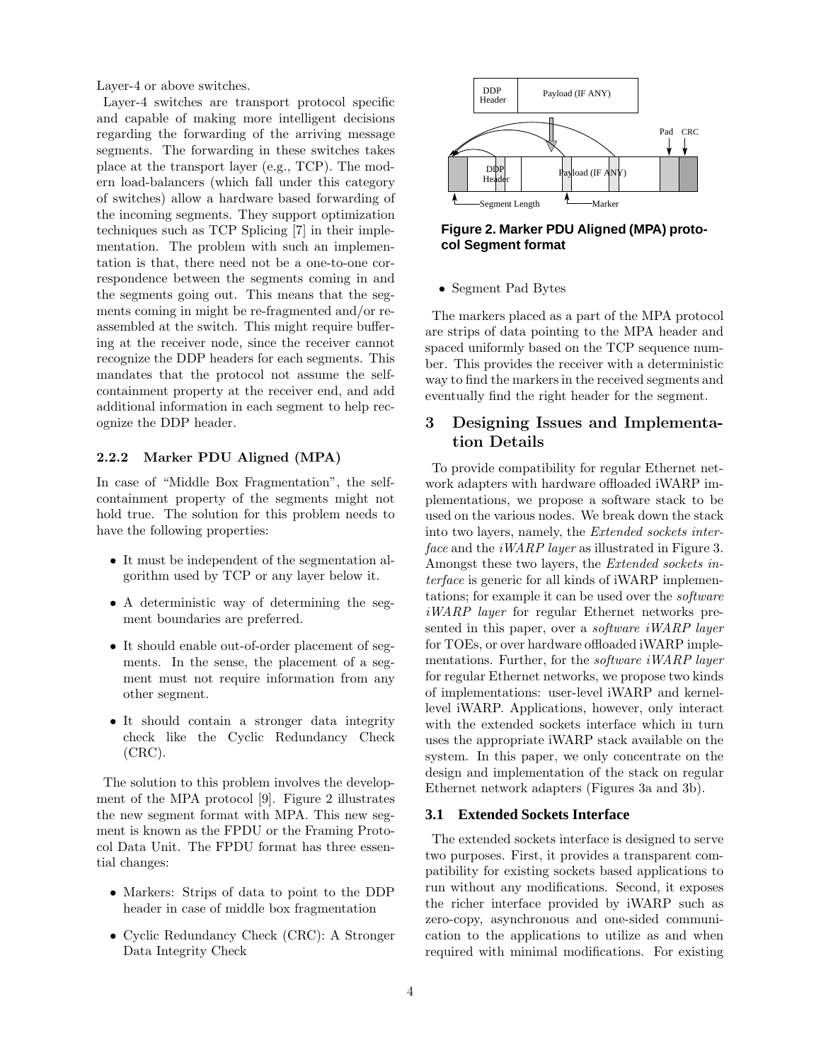Layer-4 or above switches.

Layer-4 switches are transport protocol specific and capable of making more intelligent decisions regarding the forwarding of the arriving message segments. The forwarding in these switches takes place at the transport layer (e.g., TCP). The modern load-balancers (which fall under this category of switches) allow a hardware based forwarding of the incoming segments. They support optimization techniques such as TCP Splicing [7] in their implementation. The problem with such an implementation is that, there need not be a one-to-one correspondence between the segments coming in and the segments going out. This means that the segments coming in might be re-fragmented and/or reassembled at the switch. This might require buffering at the receiver node, since the receiver cannot recognize the DDP headers for each segments. This mandates that the protocol not assume the self-containment property at the receiver end, and add additional information in each segment to help recognize the DDP header.

#### 2.2.2 Marker PDU Aligned (MPA)

In case of "Middle Box Fragmentation", the self-containment property of the segments might not hold true. The solution for this problem needs to have the following properties:

- It must be independent of the segmentation algorithm used by TCP or any layer below it.
- A deterministic way of determining the segment boundaries are preferred.
- It should enable out-of-order placement of segments. In the sense, the placement of a segment must not require information from any other segment.
- It should contain a stronger data integrity check like the Cyclic Redundancy Check (CRC).

The solution to this problem involves the development of the MPA protocol [9]. Figure 2 illustrates the new segment format with MPA. This new segment is known as the FPDU or the Framing Protocol Data Unit. The FPDU format has three essential changes:

- Markers: Strips of data to point to the DDP header in case of middle box fragmentation
- Cyclic Redundancy Check (CRC): A Stronger Data Integrity Check
- Segment Pad Bytes

**Figure 2. Marker PDU Aligned (MPA) protocol Segment format**

The markers placed as a part of the MPA protocol are strips of data pointing to the MPA header and spaced uniformly based on the TCP sequence number. This provides the receiver with a deterministic way to find the markers in the received segments and eventually find the right header for the segment.

## 3 Designing Issues and Implementation Details

To provide compatibility for regular Ethernet network adapters with hardware offloaded iWARP implementations, we propose a software stack to be used on the various nodes. We break down the stack into two layers, namely, the *Extended sockets interface* and the *iWARP layer* as illustrated in Figure 3. Amongst these two layers, the *Extended sockets interface* is generic for all kinds of iWARP implementations; for example it can be used over the *software iWARP layer* for regular Ethernet networks presented in this paper, over a *software iWARP layer* for TOEs, or over hardware offloaded iWARP implementations. Further, for the *software iWARP layer* for regular Ethernet networks, we propose two kinds of implementations: user-level iWARP and kernel-level iWARP. Applications, however, only interact with the extended sockets interface which in turn uses the appropriate iWARP stack available on the system. In this paper, we only concentrate on the design and implementation of the stack on regular Ethernet network adapters (Figures 3a and 3b).

### 3.1 Extended Sockets Interface

The extended sockets interface is designed to serve two purposes. First, it provides a transparent compatibility for existing sockets based applications to run without any modifications. Second, it exposes the richer interface provided by iWARP such as zero-copy, asynchronous and one-sided communication to the applications to utilize as and when required with minimal modifications. For existing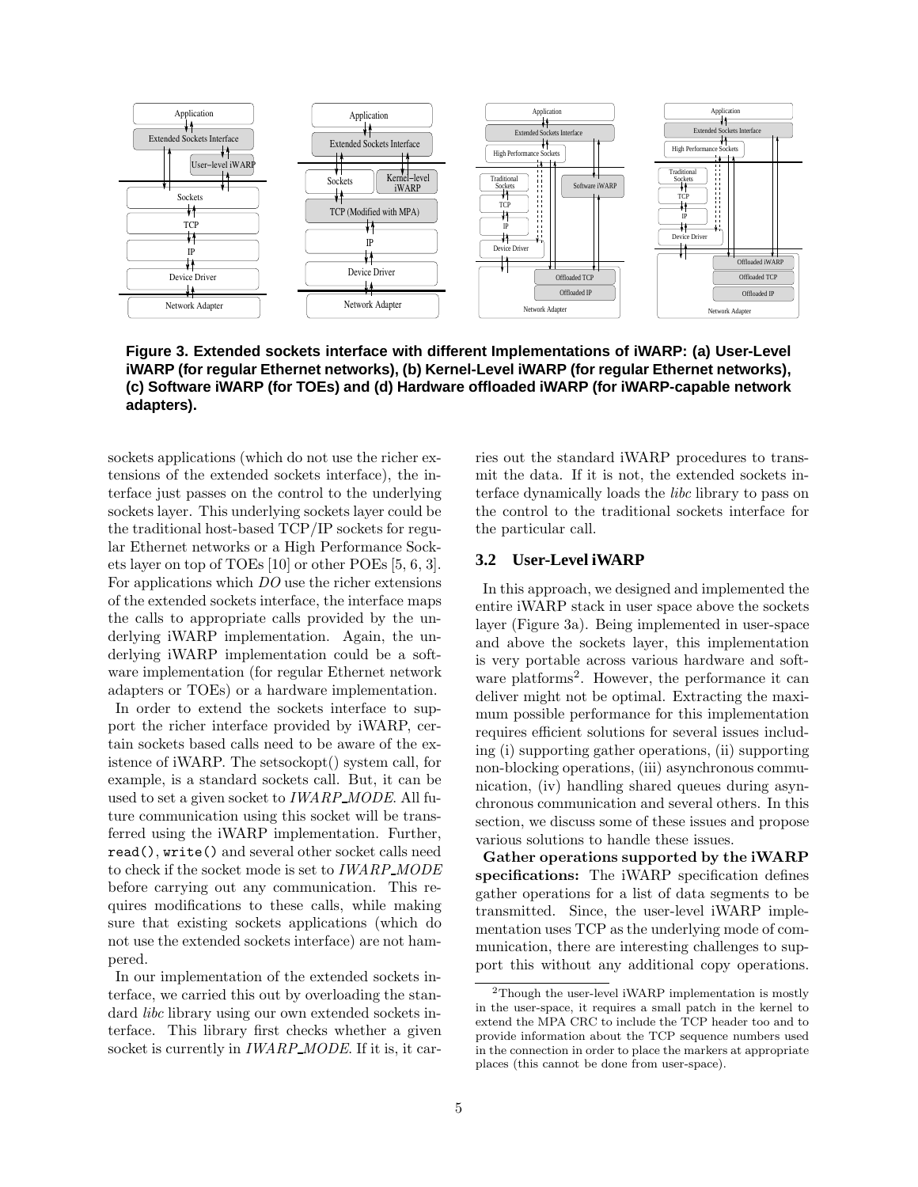Application
Extended Sockets Interface
User−level iWARP
Sockets
TCP
IP
Device Driver
Network Adapter

Application
Extended Sockets Interface
Sockets
Kernel−level iWARP
TCP (Modified with MPA)
IP
Device Driver
Network Adapter

Application
Extended Sockets Interface
High Performance Sockets
Traditional Sockets
TCP
IP
Device Driver
Software iWARP
Offloaded TCP
Offloaded IP
Network Adapter

Application
Extended Sockets Interface
High Performance Sockets
Traditional Sockets
TCP
IP
Device Driver
Offloaded iWARP
Offloaded TCP
Offloaded IP
Network Adapter

**Figure 3. Extended sockets interface with different Implementations of iWARP: (a) User-Level iWARP (for regular Ethernet networks), (b) Kernel-Level iWARP (for regular Ethernet networks), (c) Software iWARP (for TOEs) and (d) Hardware offloaded iWARP (for iWARP-capable network adapters).**

sockets applications (which do not use the richer extensions of the extended sockets interface), the interface just passes on the control to the underlying sockets layer. This underlying sockets layer could be the traditional host-based TCP/IP sockets for regular Ethernet networks or a High Performance Sockets layer on top of TOEs [10] or other POEs [5, 6, 3]. For applications which *DO* use the richer extensions of the extended sockets interface, the interface maps the calls to appropriate calls provided by the underlying iWARP implementation. Again, the underlying iWARP implementation could be a software implementation (for regular Ethernet network adapters or TOEs) or a hardware implementation.

In order to extend the sockets interface to support the richer interface provided by iWARP, certain sockets based calls need to be aware of the existence of iWARP. The setsockopt() system call, for example, is a standard sockets call. But, it can be used to set a given socket to *IWARP_MODE*. All future communication using this socket will be transferred using the iWARP implementation. Further, `read()`, `write()` and several other socket calls need to check if the socket mode is set to *IWARP_MODE* before carrying out any communication. This requires modifications to these calls, while making sure that existing sockets applications (which do not use the extended sockets interface) are not hampered.

In our implementation of the extended sockets interface, we carried this out by overloading the standard *libc* library using our own extended sockets interface. This library first checks whether a given socket is currently in *IWARP_MODE*. If it is, it carries out the standard iWARP procedures to transmit the data. If it is not, the extended sockets interface dynamically loads the *libc* library to pass on the control to the traditional sockets interface for the particular call.

### 3.2 User-Level iWARP

In this approach, we designed and implemented the entire iWARP stack in user space above the sockets layer (Figure 3a). Being implemented in user-space and above the sockets layer, this implementation is very portable across various hardware and software platforms[2]. However, the performance it can deliver might not be optimal. Extracting the maximum possible performance for this implementation requires efficient solutions for several issues including (i) supporting gather operations, (ii) supporting non-blocking operations, (iii) asynchronous communication, (iv) handling shared queues during asynchronous communication and several others. In this section, we discuss some of these issues and propose various solutions to handle these issues.

**Gather operations supported by the iWARP specifications:** The iWARP specification defines gather operations for a list of data segments to be transmitted. Since, the user-level iWARP implementation uses TCP as the underlying mode of communication, there are interesting challenges to support this without any additional copy operations.

[2]Though the user-level iWARP implementation is mostly in the user-space, it requires a small patch in the kernel to extend the MPA CRC to include the TCP header too and to provide information about the TCP sequence numbers used in the connection in order to place the markers at appropriate places (this cannot be done from user-space).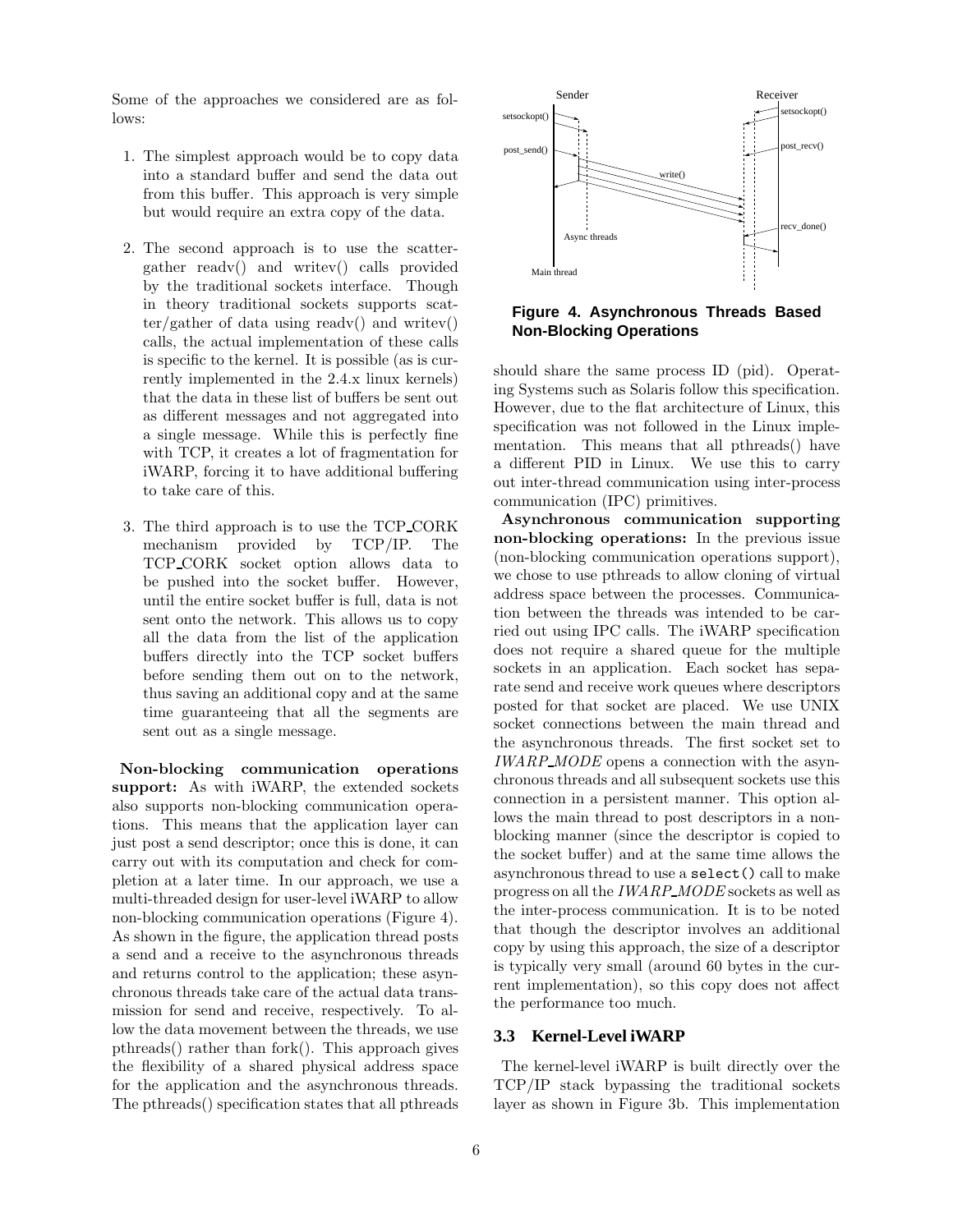Some of the approaches we considered are as follows:

1. The simplest approach would be to copy data into a standard buffer and send the data out from this buffer. This approach is very simple but would require an extra copy of the data.

2. The second approach is to use the scatter-gather readv() and writev() calls provided by the traditional sockets interface. Though in theory traditional sockets supports scatter/gather of data using readv() and writev() calls, the actual implementation of these calls is specific to the kernel. It is possible (as is currently implemented in the 2.4.x linux kernels) that the data in these list of buffers be sent out as different messages and not aggregated into a single message. While this is perfectly fine with TCP, it creates a lot of fragmentation for iWARP, forcing it to have additional buffering to take care of this.

3. The third approach is to use the TCP_CORK mechanism provided by TCP/IP. The TCP_CORK socket option allows data to be pushed into the socket buffer. However, until the entire socket buffer is full, data is not sent onto the network. This allows us to copy all the data from the list of the application buffers directly into the TCP socket buffers before sending them out on to the network, thus saving an additional copy and at the same time guaranteeing that all the segments are sent out as a single message.

**Non-blocking communication operations support:** As with iWARP, the extended sockets also supports non-blocking communication operations. This means that the application layer can just post a send descriptor; once this is done, it can carry out with its computation and check for completion at a later time. In our approach, we use a multi-threaded design for user-level iWARP to allow non-blocking communication operations (Figure 4). As shown in the figure, the application thread posts a send and a receive to the asynchronous threads and returns control to the application; these asynchronous threads take care of the actual data transmission for send and receive, respectively. To allow the data movement between the threads, we use pthreads() rather than fork(). This approach gives the flexibility of a shared physical address space for the application and the asynchronous threads. The pthreads() specification states that all pthreads should share the same process ID (pid). Operating Systems such as Solaris follow this specification. However, due to the flat architecture of Linux, this specification was not followed in the Linux implementation. This means that all pthreads() have a different PID in Linux. We use this to carry out inter-thread communication using inter-process communication (IPC) primitives.

Sender
Receiver
setsockopt()
setsockopt()
post_send()
post_recv()
write()
recv_done()
Async threads
Main thread

**Figure 4. Asynchronous Threads Based Non-Blocking Operations**

**Asynchronous communication supporting non-blocking operations:** In the previous issue (non-blocking communication operations support), we chose to use pthreads to allow cloning of virtual address space between the processes. Communication between the threads was intended to be carried out using IPC calls. The iWARP specification does not require a shared queue for the multiple sockets in an application. Each socket has separate send and receive work queues where descriptors posted for that socket are placed. We use UNIX socket connections between the main thread and the asynchronous threads. The first socket set to *IWARP_MODE* opens a connection with the asynchronous threads and all subsequent sockets use this connection in a persistent manner. This option allows the main thread to post descriptors in a non-blocking manner (since the descriptor is copied to the socket buffer) and at the same time allows the asynchronous thread to use a `select()` call to make progress on all the *IWARP_MODE* sockets as well as the inter-process communication. It is to be noted that though the descriptor involves an additional copy by using this approach, the size of a descriptor is typically very small (around 60 bytes in the current implementation), so this copy does not affect the performance too much.

### 3.3 Kernel-Level iWARP

The kernel-level iWARP is built directly over the TCP/IP stack bypassing the traditional sockets layer as shown in Figure 3b. This implementation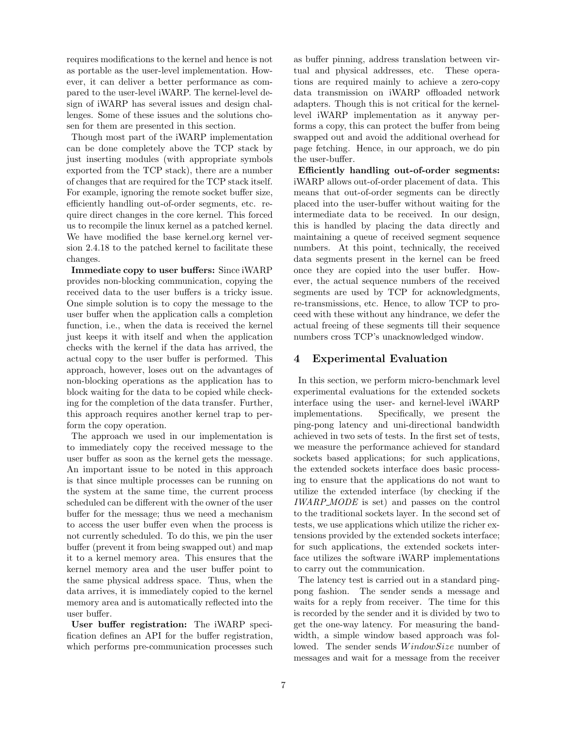requires modifications to the kernel and hence is not as portable as the user-level implementation. However, it can deliver a better performance as compared to the user-level iWARP. The kernel-level design of iWARP has several issues and design challenges. Some of these issues and the solutions chosen for them are presented in this section.

Though most part of the iWARP implementation can be done completely above the TCP stack by just inserting modules (with appropriate symbols exported from the TCP stack), there are a number of changes that are required for the TCP stack itself. For example, ignoring the remote socket buffer size, efficiently handling out-of-order segments, etc. require direct changes in the core kernel. This forced us to recompile the linux kernel as a patched kernel. We have modified the base kernel.org kernel version 2.4.18 to the patched kernel to facilitate these changes.

**Immediate copy to user buffers:** Since iWARP provides non-blocking communication, copying the received data to the user buffers is a tricky issue. One simple solution is to copy the message to the user buffer when the application calls a completion function, i.e., when the data is received the kernel just keeps it with itself and when the application checks with the kernel if the data has arrived, the actual copy to the user buffer is performed. This approach, however, loses out on the advantages of non-blocking operations as the application has to block waiting for the data to be copied while checking for the completion of the data transfer. Further, this approach requires another kernel trap to perform the copy operation.

The approach we used in our implementation is to immediately copy the received message to the user buffer as soon as the kernel gets the message. An important issue to be noted in this approach is that since multiple processes can be running on the system at the same time, the current process scheduled can be different with the owner of the user buffer for the message; thus we need a mechanism to access the user buffer even when the process is not currently scheduled. To do this, we pin the user buffer (prevent it from being swapped out) and map it to a kernel memory area. This ensures that the kernel memory area and the user buffer point to the same physical address space. Thus, when the data arrives, it is immediately copied to the kernel memory area and is automatically reflected into the user buffer.

**User buffer registration:** The iWARP specification defines an API for the buffer registration, which performs pre-communication processes such as buffer pinning, address translation between virtual and physical addresses, etc. These operations are required mainly to achieve a zero-copy data transmission on iWARP offloaded network adapters. Though this is not critical for the kernel-level iWARP implementation as it anyway performs a copy, this can protect the buffer from being swapped out and avoid the additional overhead for page fetching. Hence, in our approach, we do pin the user-buffer.

**Efficiently handling out-of-order segments:** iWARP allows out-of-order placement of data. This means that out-of-order segments can be directly placed into the user-buffer without waiting for the intermediate data to be received. In our design, this is handled by placing the data directly and maintaining a queue of received segment sequence numbers. At this point, technically, the received data segments present in the kernel can be freed once they are copied into the user buffer. However, the actual sequence numbers of the received segments are used by TCP for acknowledgments, re-transmissions, etc. Hence, to allow TCP to proceed with these without any hindrance, we defer the actual freeing of these segments till their sequence numbers cross TCP's unacknowledged window.

## 4 Experimental Evaluation

In this section, we perform micro-benchmark level experimental evaluations for the extended sockets interface using the user- and kernel-level iWARP implementations. Specifically, we present the ping-pong latency and uni-directional bandwidth achieved in two sets of tests. In the first set of tests, we measure the performance achieved for standard sockets based applications; for such applications, the extended sockets interface does basic processing to ensure that the applications do not want to utilize the extended interface (by checking if the *IWARP_MODE* is set) and passes on the control to the traditional sockets layer. In the second set of tests, we use applications which utilize the richer extensions provided by the extended sockets interface; for such applications, the extended sockets interface utilizes the software iWARP implementations to carry out the communication.

The latency test is carried out in a standard ping-pong fashion. The sender sends a message and waits for a reply from receiver. The time for this is recorded by the sender and it is divided by two to get the one-way latency. For measuring the bandwidth, a simple window based approach was followed. The sender sends $WindowSize$ number of messages and wait for a message from the receiver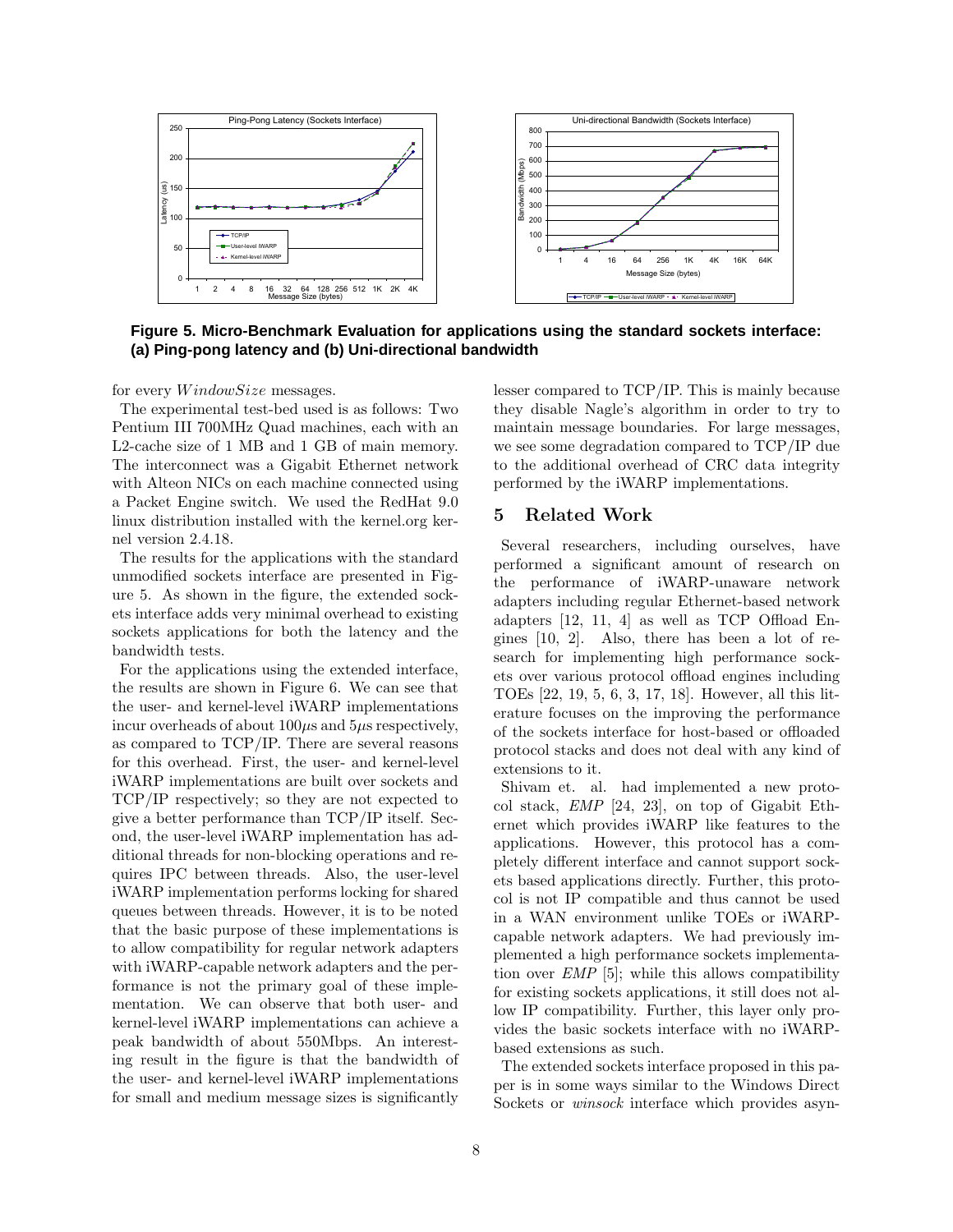**Figure 5. Micro-Benchmark Evaluation for applications using the standard sockets interface: (a) Ping-pong latency and (b) Uni-directional bandwidth**

for every $WindowSize$ messages.

The experimental test-bed used is as follows: Two Pentium III 700MHz Quad machines, each with an L2-cache size of 1 MB and 1 GB of main memory. The interconnect was a Gigabit Ethernet network with Alteon NICs on each machine connected using a Packet Engine switch. We used the RedHat 9.0 linux distribution installed with the kernel.org kernel version 2.4.18.

The results for the applications with the standard unmodified sockets interface are presented in Figure 5. As shown in the figure, the extended sockets interface adds very minimal overhead to existing sockets applications for both the latency and the bandwidth tests.

For the applications using the extended interface, the results are shown in Figure 6. We can see that the user- and kernel-level iWARP implementations incur overheads of about $100\mu$s and $5\mu$s respectively, as compared to TCP/IP. There are several reasons for this overhead. First, the user- and kernel-level iWARP implementations are built over sockets and TCP/IP respectively; so they are not expected to give a better performance than TCP/IP itself. Second, the user-level iWARP implementation has additional threads for non-blocking operations and requires IPC between threads. Also, the user-level iWARP implementation performs locking for shared queues between threads. However, it is to be noted that the basic purpose of these implementations is to allow compatibility for regular network adapters with iWARP-capable network adapters and the performance is not the primary goal of these implementation. We can observe that both user- and kernel-level iWARP implementations can achieve a peak bandwidth of about 550Mbps. An interesting result in the figure is that the bandwidth of the user- and kernel-level iWARP implementations for small and medium message sizes is significantly lesser compared to TCP/IP. This is mainly because they disable Nagle's algorithm in order to try to maintain message boundaries. For large messages, we see some degradation compared to TCP/IP due to the additional overhead of CRC data integrity performed by the iWARP implementations.

## 5 Related Work

Several researchers, including ourselves, have performed a significant amount of research on the performance of iWARP-unaware network adapters including regular Ethernet-based network adapters [12, 11, 4] as well as TCP Offload Engines [10, 2]. Also, there has been a lot of research for implementing high performance sockets over various protocol offload engines including TOEs [22, 19, 5, 6, 3, 17, 18]. However, all this literature focuses on the improving the performance of the sockets interface for host-based or offloaded protocol stacks and does not deal with any kind of extensions to it.

Shivam et. al. had implemented a new protocol stack, *EMP* [24, 23], on top of Gigabit Ethernet which provides iWARP like features to the applications. However, this protocol has a completely different interface and cannot support sockets based applications directly. Further, this protocol is not IP compatible and thus cannot be used in a WAN environment unlike TOEs or iWARP-capable network adapters. We had previously implemented a high performance sockets implementation over *EMP* [5]; while this allows compatibility for existing sockets applications, it still does not allow IP compatibility. Further, this layer only provides the basic sockets interface with no iWARP-based extensions as such.

The extended sockets interface proposed in this paper is in some ways similar to the Windows Direct Sockets or *winsock* interface which provides asyn-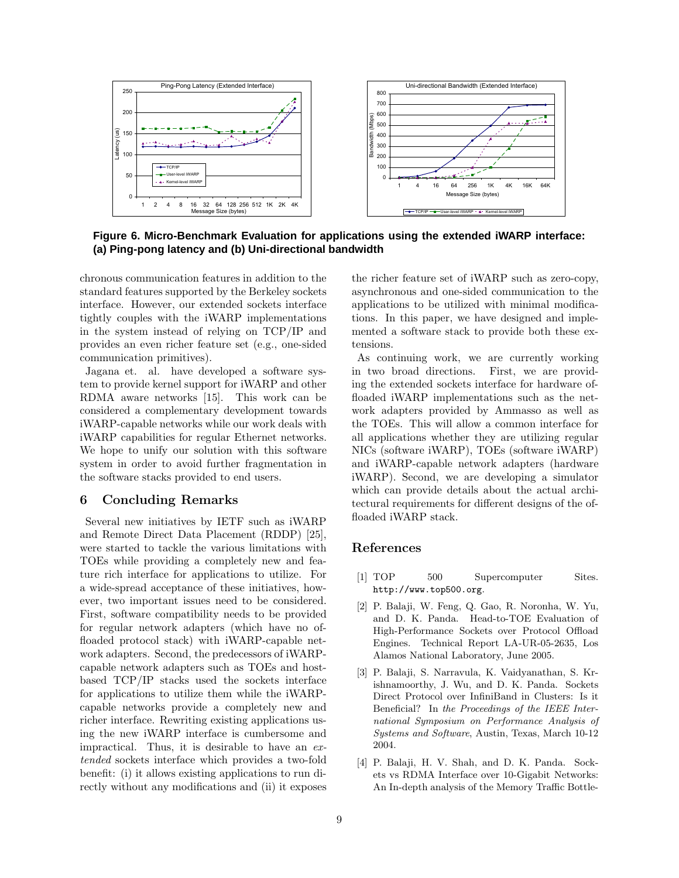Ping-Pong Latency (Extended Interface)

Latency (us)

250
200
150
100
50
0

1 2 4 8 16 32 64 128 256 512 1K 2K 4K

Message Size (bytes)

TCP/IP
User-level iWARP
Kernel-level iWARP

Uni-directional Bandwidth (Extended Interface)

Bandwidth (Mbps)

800
700
600
500
400
300
200
100
0

1 4 16 64 256 1K 4K 16K 64K

Message Size (bytes)

TCP/IP User-level iWARP Kernel-level iWARP

**Figure 6. Micro-Benchmark Evaluation for applications using the extended iWARP interface: (a) Ping-pong latency and (b) Uni-directional bandwidth**

chronous communication features in addition to the standard features supported by the Berkeley sockets interface. However, our extended sockets interface tightly couples with the iWARP implementations in the system instead of relying on TCP/IP and provides an even richer feature set (e.g., one-sided communication primitives).

Jagana et. al. have developed a software system to provide kernel support for iWARP and other RDMA aware networks [15]. This work can be considered a complementary development towards iWARP-capable networks while our work deals with iWARP capabilities for regular Ethernet networks. We hope to unify our solution with this software system in order to avoid further fragmentation in the software stacks provided to end users.

## 6 Concluding Remarks

Several new initiatives by IETF such as iWARP and Remote Direct Data Placement (RDDP) [25], were started to tackle the various limitations with TOEs while providing a completely new and feature rich interface for applications to utilize. For a wide-spread acceptance of these initiatives, however, two important issues need to be considered. First, software compatibility needs to be provided for regular network adapters (which have no offloaded protocol stack) with iWARP-capable network adapters. Second, the predecessors of iWARP-capable network adapters such as TOEs and host-based TCP/IP stacks used the sockets interface for applications to utilize them while the iWARP-capable networks provide a completely new and richer interface. Rewriting existing applications using the new iWARP interface is cumbersome and impractical. Thus, it is desirable to have an *extended* sockets interface which provides a two-fold benefit: (i) it allows existing applications to run directly without any modifications and (ii) it exposes the richer feature set of iWARP such as zero-copy, asynchronous and one-sided communication to the applications to be utilized with minimal modifications. In this paper, we have designed and implemented a software stack to provide both these extensions.

As continuing work, we are currently working in two broad directions. First, we are providing the extended sockets interface for hardware offloaded iWARP implementations such as the network adapters provided by Ammasso as well as the TOEs. This will allow a common interface for all applications whether they are utilizing regular NICs (software iWARP), TOEs (software iWARP) and iWARP-capable network adapters (hardware iWARP). Second, we are developing a simulator which can provide details about the actual architectural requirements for different designs of the offloaded iWARP stack.

## References

[1] TOP 500 Supercomputer Sites. http://www.top500.org.

[2] P. Balaji, W. Feng, Q. Gao, R. Noronha, W. Yu, and D. K. Panda. Head-to-TOE Evaluation of High-Performance Sockets over Protocol Offload Engines. Technical Report LA-UR-05-2635, Los Alamos National Laboratory, June 2005.

[3] P. Balaji, S. Narravula, K. Vaidyanathan, S. Krishnamoorthy, J. Wu, and D. K. Panda. Sockets Direct Protocol over InfiniBand in Clusters: Is it Beneficial? In *the Proceedings of the IEEE International Symposium on Performance Analysis of Systems and Software*, Austin, Texas, March 10-12 2004.

[4] P. Balaji, H. V. Shah, and D. K. Panda. Sockets vs RDMA Interface over 10-Gigabit Networks: An In-depth analysis of the Memory Traffic Bottle-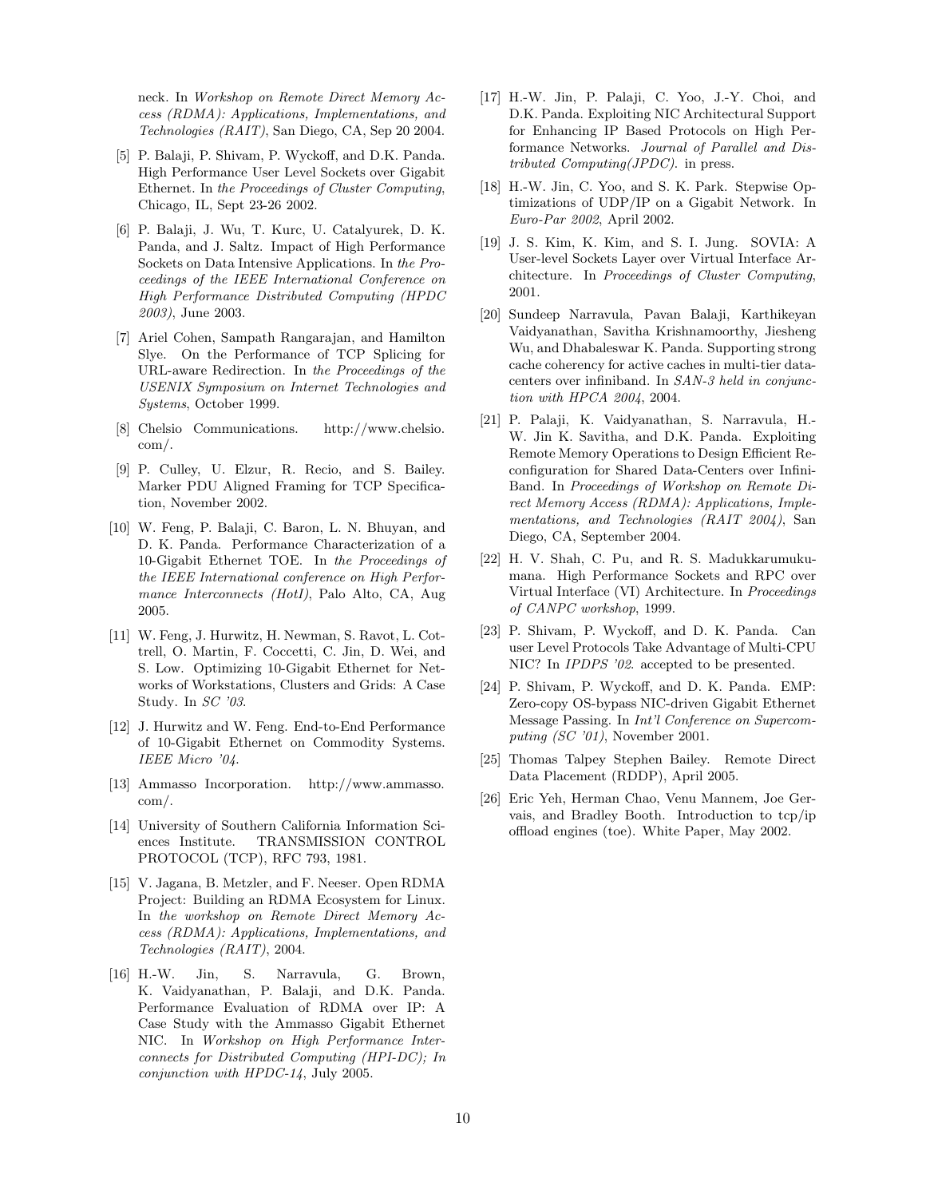neck. In *Workshop on Remote Direct Memory Access (RDMA): Applications, Implementations, and Technologies (RAIT)*, San Diego, CA, Sep 20 2004.

[5] P. Balaji, P. Shivam, P. Wyckoff, and D.K. Panda. High Performance User Level Sockets over Gigabit Ethernet. In *the Proceedings of Cluster Computing*, Chicago, IL, Sept 23-26 2002.

[6] P. Balaji, J. Wu, T. Kurc, U. Catalyurek, D. K. Panda, and J. Saltz. Impact of High Performance Sockets on Data Intensive Applications. In *the Proceedings of the IEEE International Conference on High Performance Distributed Computing (HPDC 2003)*, June 2003.

[7] Ariel Cohen, Sampath Rangarajan, and Hamilton Slye. On the Performance of TCP Splicing for URL-aware Redirection. In *the Proceedings of the USENIX Symposium on Internet Technologies and Systems*, October 1999.

[8] Chelsio Communications. http://www.chelsio.com/.

[9] P. Culley, U. Elzur, R. Recio, and S. Bailey. Marker PDU Aligned Framing for TCP Specification, November 2002.

[10] W. Feng, P. Balaji, C. Baron, L. N. Bhuyan, and D. K. Panda. Performance Characterization of a 10-Gigabit Ethernet TOE. In *the Proceedings of the IEEE International conference on High Performance Interconnects (HotI)*, Palo Alto, CA, Aug 2005.

[11] W. Feng, J. Hurwitz, H. Newman, S. Ravot, L. Cottrell, O. Martin, F. Coccetti, C. Jin, D. Wei, and S. Low. Optimizing 10-Gigabit Ethernet for Networks of Workstations, Clusters and Grids: A Case Study. In *SC '03*.

[12] J. Hurwitz and W. Feng. End-to-End Performance of 10-Gigabit Ethernet on Commodity Systems. *IEEE Micro '04*.

[13] Ammasso Incorporation. http://www.ammasso.com/.

[14] University of Southern California Information Sciences Institute. TRANSMISSION CONTROL PROTOCOL (TCP), RFC 793, 1981.

[15] V. Jagana, B. Metzler, and F. Neeser. Open RDMA Project: Building an RDMA Ecosystem for Linux. In *the workshop on Remote Direct Memory Access (RDMA): Applications, Implementations, and Technologies (RAIT)*, 2004.

[16] H.-W. Jin, S. Narravula, G. Brown, K. Vaidyanathan, P. Balaji, and D.K. Panda. Performance Evaluation of RDMA over IP: A Case Study with the Ammasso Gigabit Ethernet NIC. In *Workshop on High Performance Interconnects for Distributed Computing (HPI-DC); In conjunction with HPDC-14*, July 2005.

[17] H.-W. Jin, P. Palaji, C. Yoo, J.-Y. Choi, and D.K. Panda. Exploiting NIC Architectural Support for Enhancing IP Based Protocols on High Performance Networks. *Journal of Parallel and Distributed Computing(JPDC).* in press.

[18] H.-W. Jin, C. Yoo, and S. K. Park. Stepwise Optimizations of UDP/IP on a Gigabit Network. In *Euro-Par 2002*, April 2002.

[19] J. S. Kim, K. Kim, and S. I. Jung. SOVIA: A User-level Sockets Layer over Virtual Interface Architecture. In *Proceedings of Cluster Computing*, 2001.

[20] Sundeep Narravula, Pavan Balaji, Karthikeyan Vaidyanathan, Savitha Krishnamoorthy, Jiesheng Wu, and Dhabaleswar K. Panda. Supporting strong cache coherency for active caches in multi-tier datacenters over infiniband. In *SAN-3 held in conjunction with HPCA 2004*, 2004.

[21] P. Palaji, K. Vaidyanathan, S. Narravula, H.-W. Jin K. Savitha, and D.K. Panda. Exploiting Remote Memory Operations to Design Efficient Reconfiguration for Shared Data-Centers over InfiniBand. In *Proceedings of Workshop on Remote Direct Memory Access (RDMA): Applications, Implementations, and Technologies (RAIT 2004)*, San Diego, CA, September 2004.

[22] H. V. Shah, C. Pu, and R. S. Madukkarumukumana. High Performance Sockets and RPC over Virtual Interface (VI) Architecture. In *Proceedings of CANPC workshop*, 1999.

[23] P. Shivam, P. Wyckoff, and D. K. Panda. Can user Level Protocols Take Advantage of Multi-CPU NIC? In *IPDPS '02*. accepted to be presented.

[24] P. Shivam, P. Wyckoff, and D. K. Panda. EMP: Zero-copy OS-bypass NIC-driven Gigabit Ethernet Message Passing. In *Int'l Conference on Supercomputing (SC '01)*, November 2001.

[25] Thomas Talpey Stephen Bailey. Remote Direct Data Placement (RDDP), April 2005.

[26] Eric Yeh, Herman Chao, Venu Mannem, Joe Gervais, and Bradley Booth. Introduction to tcp/ip offload engines (toe). White Paper, May 2002.